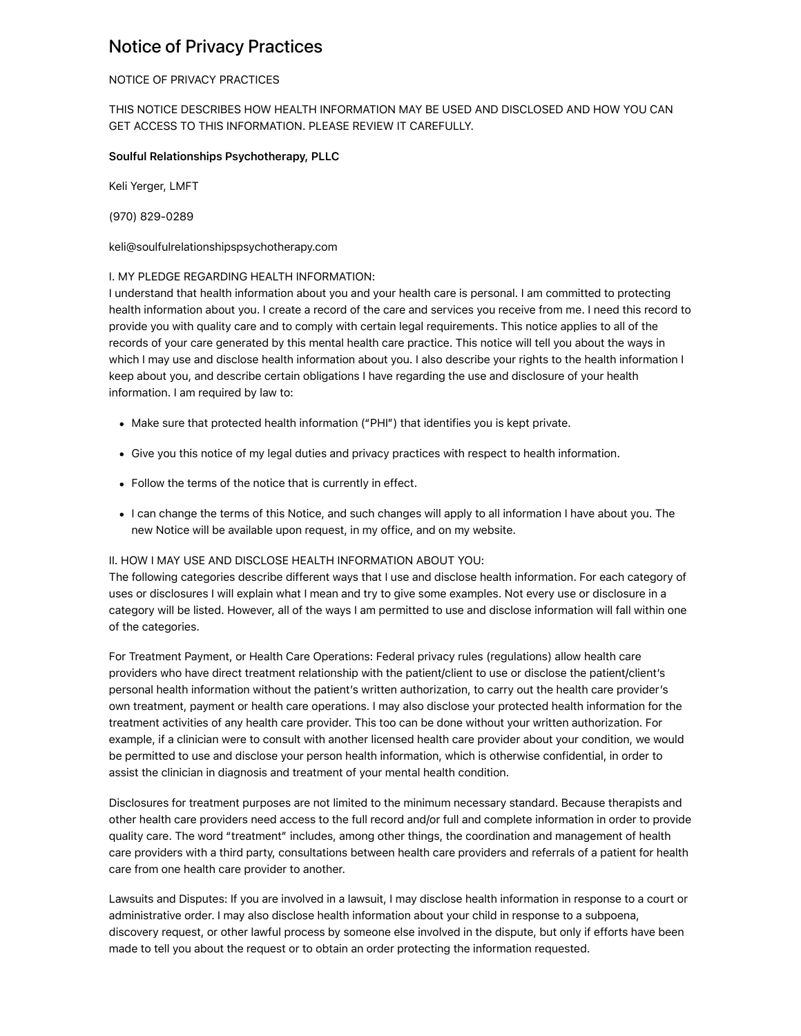# Notice of Privacy Practices

NOTICE OF PRIVACY PRACTICES

THIS NOTICE DESCRIBES HOW HEALTH INFORMATION MAY BE USED AND DISCLOSED AND HOW YOU CAN GET ACCESS TO THIS INFORMATION. PLEASE REVIEW IT CAREFULLY.

**Soulful Relationships Psychotherapy, PLLC**

Keli Yerger, LMFT

(970) 829-0289

keli@soulfulrelationshipspsychotherapy.com

I. MY PLEDGE REGARDING HEALTH INFORMATION:
I understand that health information about you and your health care is personal. I am committed to protecting health information about you. I create a record of the care and services you receive from me. I need this record to provide you with quality care and to comply with certain legal requirements. This notice applies to all of the records of your care generated by this mental health care practice. This notice will tell you about the ways in which I may use and disclose health information about you. I also describe your rights to the health information I keep about you, and describe certain obligations I have regarding the use and disclosure of your health information. I am required by law to:

- Make sure that protected health information ("PHI") that identifies you is kept private.
- Give you this notice of my legal duties and privacy practices with respect to health information.
- Follow the terms of the notice that is currently in effect.
- I can change the terms of this Notice, and such changes will apply to all information I have about you. The new Notice will be available upon request, in my office, and on my website.

II. HOW I MAY USE AND DISCLOSE HEALTH INFORMATION ABOUT YOU:
The following categories describe different ways that I use and disclose health information. For each category of uses or disclosures I will explain what I mean and try to give some examples. Not every use or disclosure in a category will be listed. However, all of the ways I am permitted to use and disclose information will fall within one of the categories.

For Treatment Payment, or Health Care Operations: Federal privacy rules (regulations) allow health care providers who have direct treatment relationship with the patient/client to use or disclose the patient/client's personal health information without the patient's written authorization, to carry out the health care provider's own treatment, payment or health care operations. I may also disclose your protected health information for the treatment activities of any health care provider. This too can be done without your written authorization. For example, if a clinician were to consult with another licensed health care provider about your condition, we would be permitted to use and disclose your person health information, which is otherwise confidential, in order to assist the clinician in diagnosis and treatment of your mental health condition.

Disclosures for treatment purposes are not limited to the minimum necessary standard. Because therapists and other health care providers need access to the full record and/or full and complete information in order to provide quality care. The word "treatment" includes, among other things, the coordination and management of health care providers with a third party, consultations between health care providers and referrals of a patient for health care from one health care provider to another.

Lawsuits and Disputes: If you are involved in a lawsuit, I may disclose health information in response to a court or administrative order. I may also disclose health information about your child in response to a subpoena, discovery request, or other lawful process by someone else involved in the dispute, but only if efforts have been made to tell you about the request or to obtain an order protecting the information requested.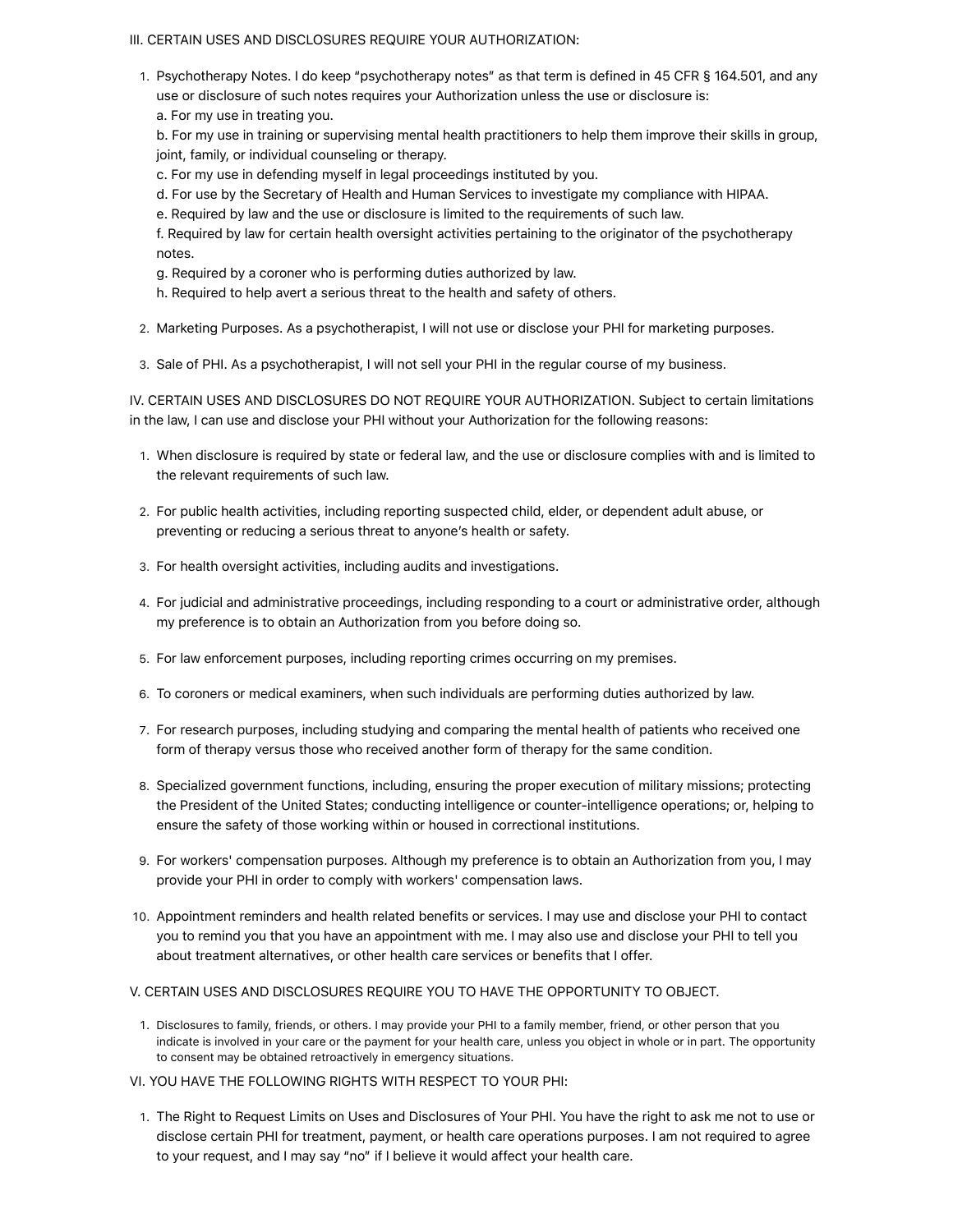III. CERTAIN USES AND DISCLOSURES REQUIRE YOUR AUTHORIZATION:

1. Psychotherapy Notes. I do keep "psychotherapy notes" as that term is defined in 45 CFR § 164.501, and any use or disclosure of such notes requires your Authorization unless the use or disclosure is:
   a. For my use in treating you.
   b. For my use in training or supervising mental health practitioners to help them improve their skills in group, joint, family, or individual counseling or therapy.
   c. For my use in defending myself in legal proceedings instituted by you.
   d. For use by the Secretary of Health and Human Services to investigate my compliance with HIPAA.
   e. Required by law and the use or disclosure is limited to the requirements of such law.
   f. Required by law for certain health oversight activities pertaining to the originator of the psychotherapy notes.
   g. Required by a coroner who is performing duties authorized by law.
   h. Required to help avert a serious threat to the health and safety of others.

2. Marketing Purposes. As a psychotherapist, I will not use or disclose your PHI for marketing purposes.

3. Sale of PHI. As a psychotherapist, I will not sell your PHI in the regular course of my business.

IV. CERTAIN USES AND DISCLOSURES DO NOT REQUIRE YOUR AUTHORIZATION. Subject to certain limitations in the law, I can use and disclose your PHI without your Authorization for the following reasons:

1. When disclosure is required by state or federal law, and the use or disclosure complies with and is limited to the relevant requirements of such law.

2. For public health activities, including reporting suspected child, elder, or dependent adult abuse, or preventing or reducing a serious threat to anyone's health or safety.

3. For health oversight activities, including audits and investigations.

4. For judicial and administrative proceedings, including responding to a court or administrative order, although my preference is to obtain an Authorization from you before doing so.

5. For law enforcement purposes, including reporting crimes occurring on my premises.

6. To coroners or medical examiners, when such individuals are performing duties authorized by law.

7. For research purposes, including studying and comparing the mental health of patients who received one form of therapy versus those who received another form of therapy for the same condition.

8. Specialized government functions, including, ensuring the proper execution of military missions; protecting the President of the United States; conducting intelligence or counter-intelligence operations; or, helping to ensure the safety of those working within or housed in correctional institutions.

9. For workers' compensation purposes. Although my preference is to obtain an Authorization from you, I may provide your PHI in order to comply with workers' compensation laws.

10. Appointment reminders and health related benefits or services. I may use and disclose your PHI to contact you to remind you that you have an appointment with me. I may also use and disclose your PHI to tell you about treatment alternatives, or other health care services or benefits that I offer.

V. CERTAIN USES AND DISCLOSURES REQUIRE YOU TO HAVE THE OPPORTUNITY TO OBJECT.

1. Disclosures to family, friends, or others. I may provide your PHI to a family member, friend, or other person that you indicate is involved in your care or the payment for your health care, unless you object in whole or in part. The opportunity to consent may be obtained retroactively in emergency situations.

VI. YOU HAVE THE FOLLOWING RIGHTS WITH RESPECT TO YOUR PHI:

1. The Right to Request Limits on Uses and Disclosures of Your PHI. You have the right to ask me not to use or disclose certain PHI for treatment, payment, or health care operations purposes. I am not required to agree to your request, and I may say "no" if I believe it would affect your health care.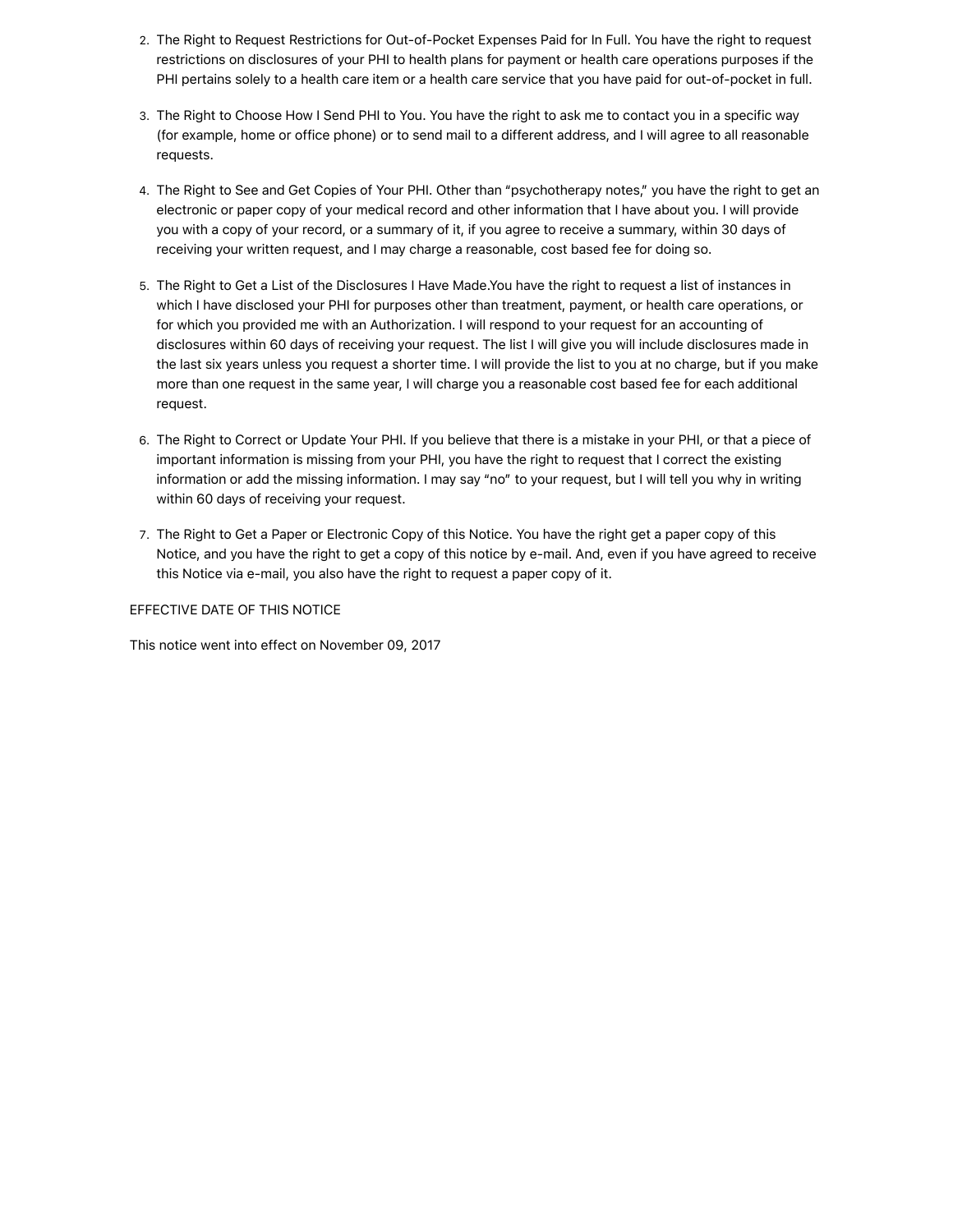2. The Right to Request Restrictions for Out-of-Pocket Expenses Paid for In Full. You have the right to request restrictions on disclosures of your PHI to health plans for payment or health care operations purposes if the PHI pertains solely to a health care item or a health care service that you have paid for out-of-pocket in full.

3. The Right to Choose How I Send PHI to You. You have the right to ask me to contact you in a specific way (for example, home or office phone) or to send mail to a different address, and I will agree to all reasonable requests.

4. The Right to See and Get Copies of Your PHI. Other than "psychotherapy notes," you have the right to get an electronic or paper copy of your medical record and other information that I have about you. I will provide you with a copy of your record, or a summary of it, if you agree to receive a summary, within 30 days of receiving your written request, and I may charge a reasonable, cost based fee for doing so.

5. The Right to Get a List of the Disclosures I Have Made.You have the right to request a list of instances in which I have disclosed your PHI for purposes other than treatment, payment, or health care operations, or for which you provided me with an Authorization. I will respond to your request for an accounting of disclosures within 60 days of receiving your request. The list I will give you will include disclosures made in the last six years unless you request a shorter time. I will provide the list to you at no charge, but if you make more than one request in the same year, I will charge you a reasonable cost based fee for each additional request.

6. The Right to Correct or Update Your PHI. If you believe that there is a mistake in your PHI, or that a piece of important information is missing from your PHI, you have the right to request that I correct the existing information or add the missing information. I may say "no" to your request, but I will tell you why in writing within 60 days of receiving your request.

7. The Right to Get a Paper or Electronic Copy of this Notice. You have the right get a paper copy of this Notice, and you have the right to get a copy of this notice by e-mail. And, even if you have agreed to receive this Notice via e-mail, you also have the right to request a paper copy of it.

EFFECTIVE DATE OF THIS NOTICE

This notice went into effect on November 09, 2017